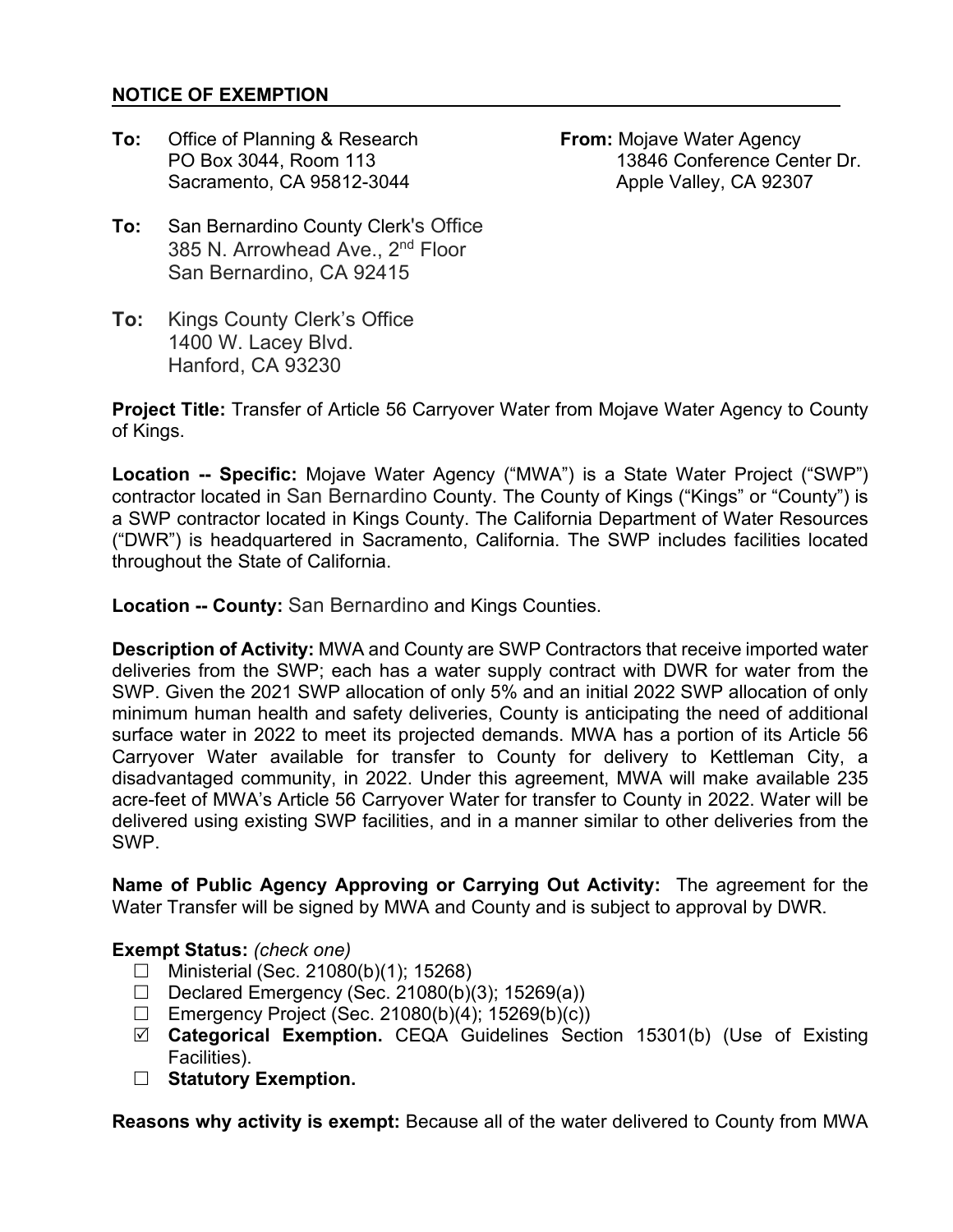## NOTICE OF EXEMPTION

**To:** Office of Planning & Research
PO Box 3044, Room 113
Sacramento, CA 95812-3044

**From:** Mojave Water Agency
13846 Conference Center Dr.
Apple Valley, CA 92307

**To:** San Bernardino County Clerk's Office
385 N. Arrowhead Ave., 2nd Floor
San Bernardino, CA 92415

**To:** Kings County Clerk's Office
1400 W. Lacey Blvd.
Hanford, CA 93230

**Project Title:** Transfer of Article 56 Carryover Water from Mojave Water Agency to County of Kings.

**Location -- Specific:** Mojave Water Agency ("MWA") is a State Water Project ("SWP") contractor located in San Bernardino County. The County of Kings ("Kings" or "County") is a SWP contractor located in Kings County. The California Department of Water Resources ("DWR") is headquartered in Sacramento, California. The SWP includes facilities located throughout the State of California.

**Location -- County:** San Bernardino and Kings Counties.

**Description of Activity:** MWA and County are SWP Contractors that receive imported water deliveries from the SWP; each has a water supply contract with DWR for water from the SWP. Given the 2021 SWP allocation of only 5% and an initial 2022 SWP allocation of only minimum human health and safety deliveries, County is anticipating the need of additional surface water in 2022 to meet its projected demands. MWA has a portion of its Article 56 Carryover Water available for transfer to County for delivery to Kettleman City, a disadvantaged community, in 2022. Under this agreement, MWA will make available 235 acre-feet of MWA's Article 56 Carryover Water for transfer to County in 2022. Water will be delivered using existing SWP facilities, and in a manner similar to other deliveries from the SWP.

**Name of Public Agency Approving or Carrying Out Activity:** The agreement for the Water Transfer will be signed by MWA and County and is subject to approval by DWR.

**Exempt Status:** *(check one)*

- ☐ Ministerial (Sec. 21080(b)(1); 15268)
- ☐ Declared Emergency (Sec. 21080(b)(3); 15269(a))
- ☐ Emergency Project (Sec. 21080(b)(4); 15269(b)(c))
- ☑ **Categorical Exemption.** CEQA Guidelines Section 15301(b) (Use of Existing Facilities).
- ☐ **Statutory Exemption.**

**Reasons why activity is exempt:** Because all of the water delivered to County from MWA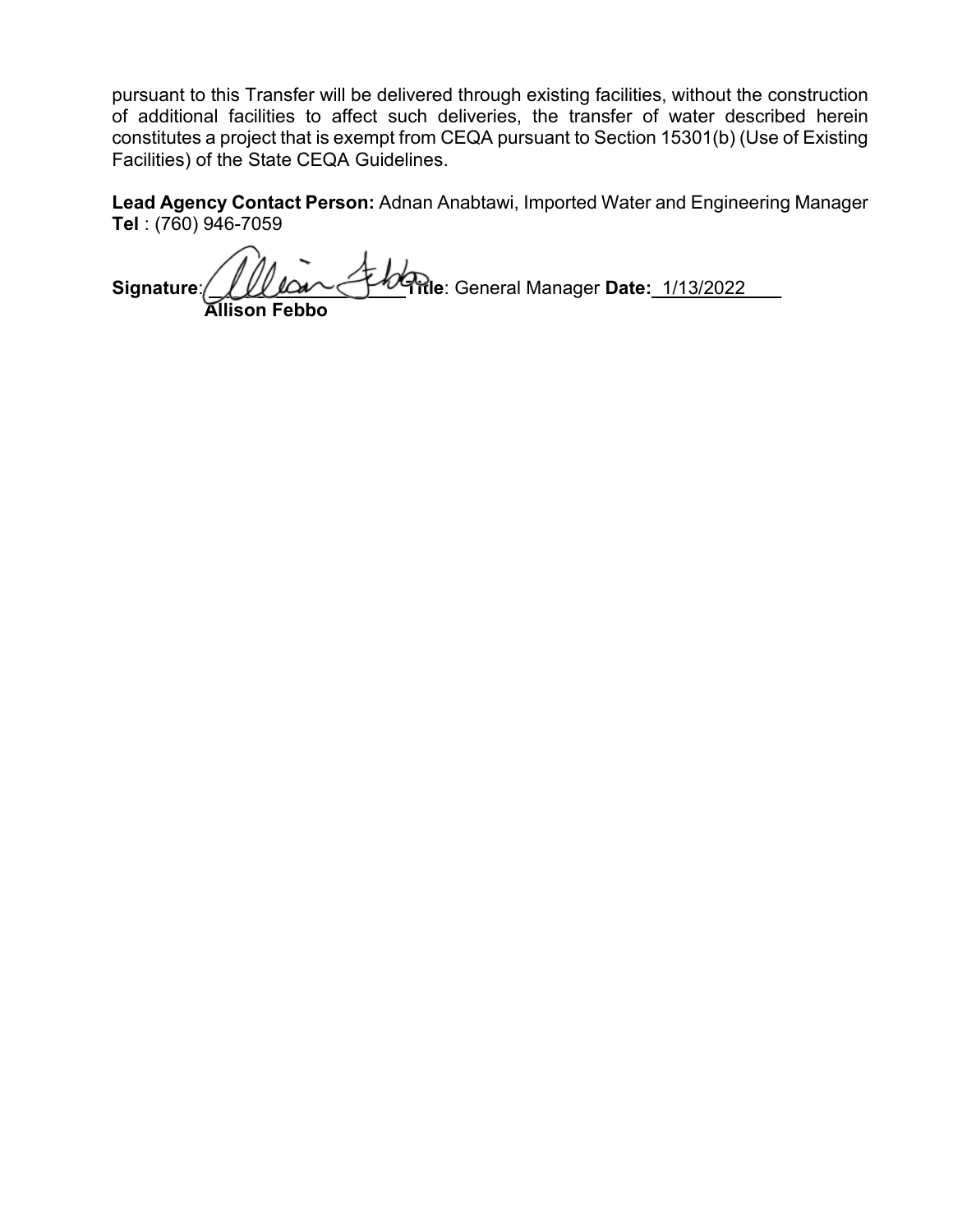pursuant to this Transfer will be delivered through existing facilities, without the construction of additional facilities to affect such deliveries, the transfer of water described herein constitutes a project that is exempt from CEQA pursuant to Section 15301(b) (Use of Existing Facilities) of the State CEQA Guidelines.

**Lead Agency Contact Person:** Adnan Anabtawi, Imported Water and Engineering Manager
**Tel** : (760) 946-7059

**Signature**: ____________________ **Title**: General Manager **Date:** 1/13/2022
**Allison Febbo**